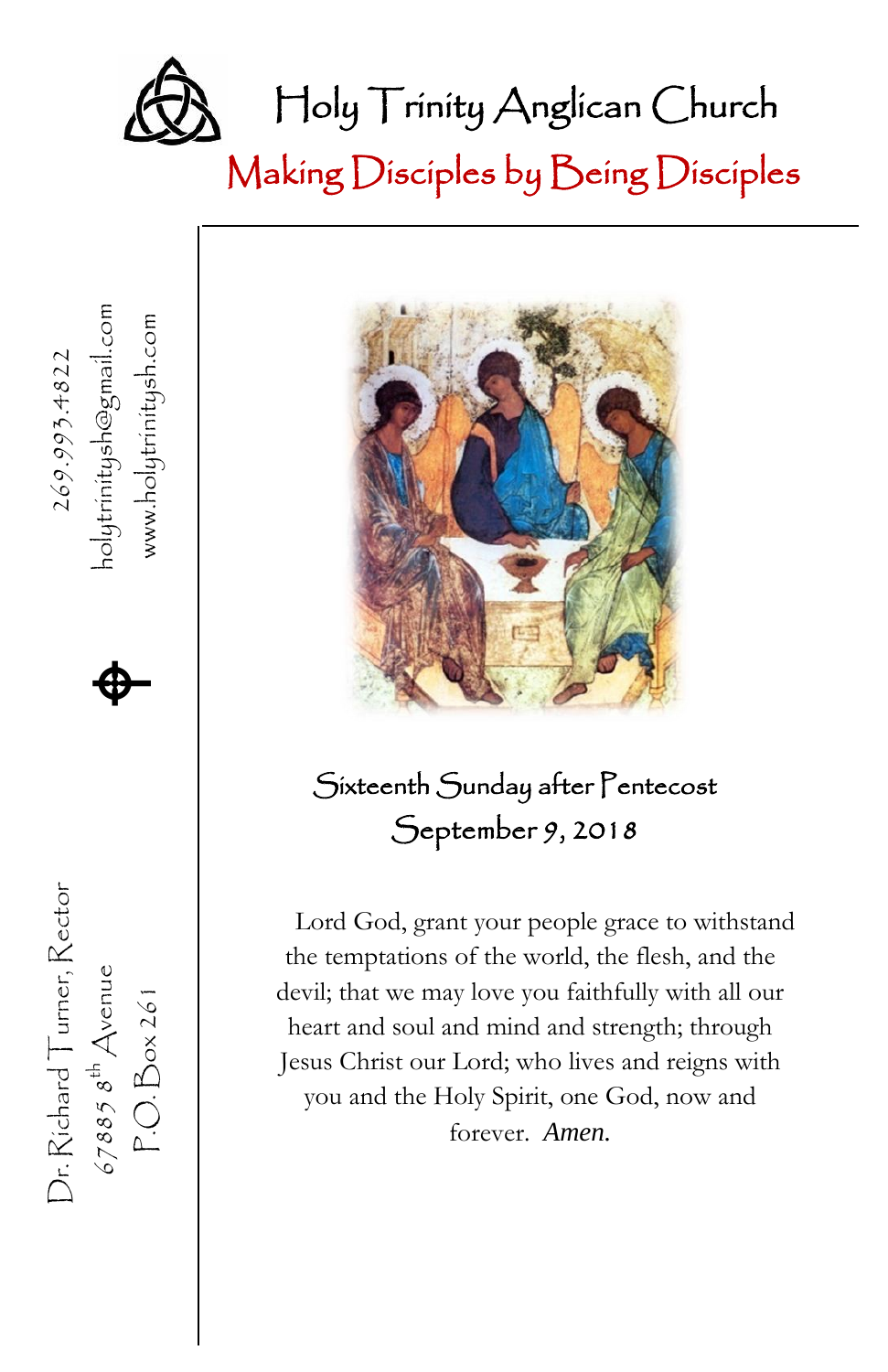# Holy Trinity Anglican Church

## Making Disciples by Being Disciples

269.993.4822

holytrinitysh@gmail.com

www.holytrinitysh.com

Dr. Richard Turner, Rector

67885 8th Avenue

P.O. Box 261

### Sixteenth Sunday after Pentecost
### September 9, 2018

Lord God, grant your people grace to withstand the temptations of the world, the flesh, and the devil; that we may love you faithfully with all our heart and soul and mind and strength; through Jesus Christ our Lord; who lives and reigns with you and the Holy Spirit, one God, now and forever. *Amen.*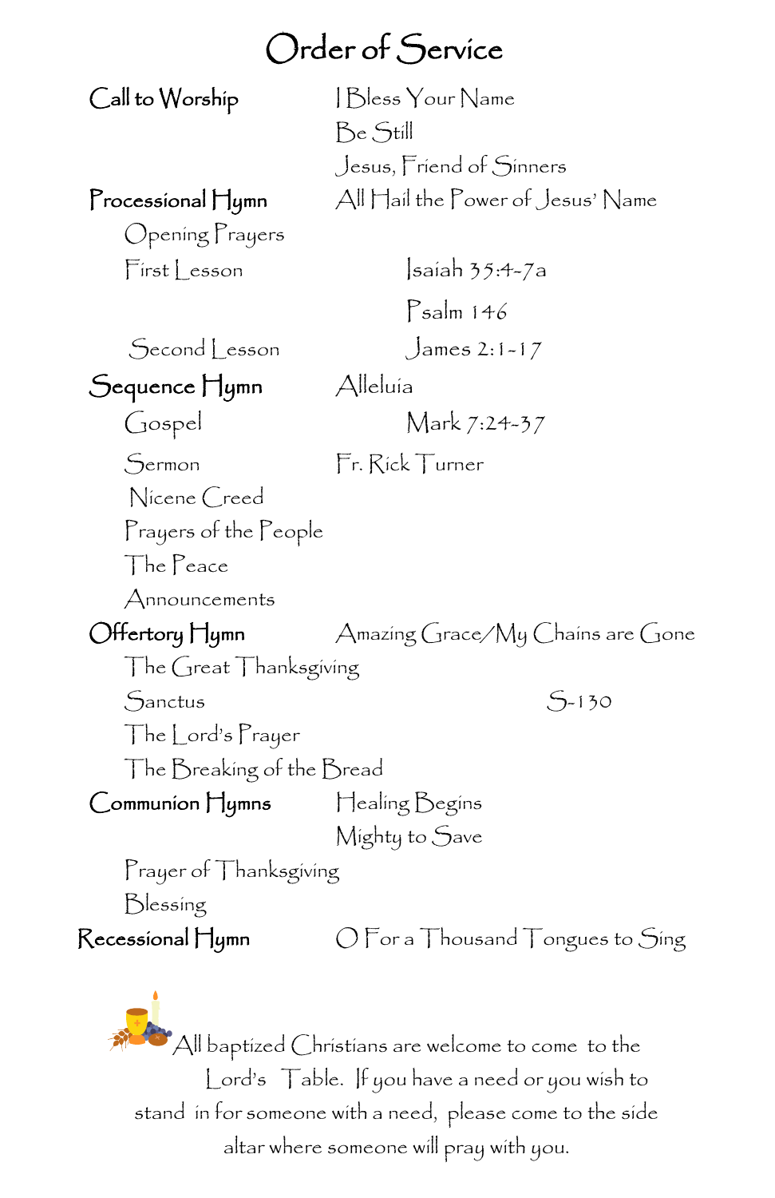# Order of Service

| | |
|---|---|
| **Call to Worship** | I Bless Your Name |
| | Be Still |
| | Jesus, Friend of Sinners |
| **Processional Hymn** | All Hail the Power of Jesus' Name |
| Opening Prayers | |
| First Lesson | Isaiah 35:4-7a |
| | Psalm 146 |
| Second Lesson | James 2:1-17 |
| **Sequence Hymn** | Alleluia |
| Gospel | Mark 7:24-37 |
| Sermon | Fr. Rick Turner |
| Nicene Creed | |
| Prayers of the People | |
| The Peace | |
| Announcements | |
| **Offertory Hymn** | Amazing Grace/My Chains are Gone |
| The Great Thanksgiving | |
| Sanctus | S-130 |
| The Lord's Prayer | |
| The Breaking of the Bread | |
| **Communion Hymns** | Healing Begins |
| | Mighty to Save |
| Prayer of Thanksgiving | |
| Blessing | |
| **Recessional Hymn** | O For a Thousand Tongues to Sing |

All baptized Christians are welcome to come to the Lord's Table. If you have a need or you wish to stand in for someone with a need, please come to the side altar where someone will pray with you.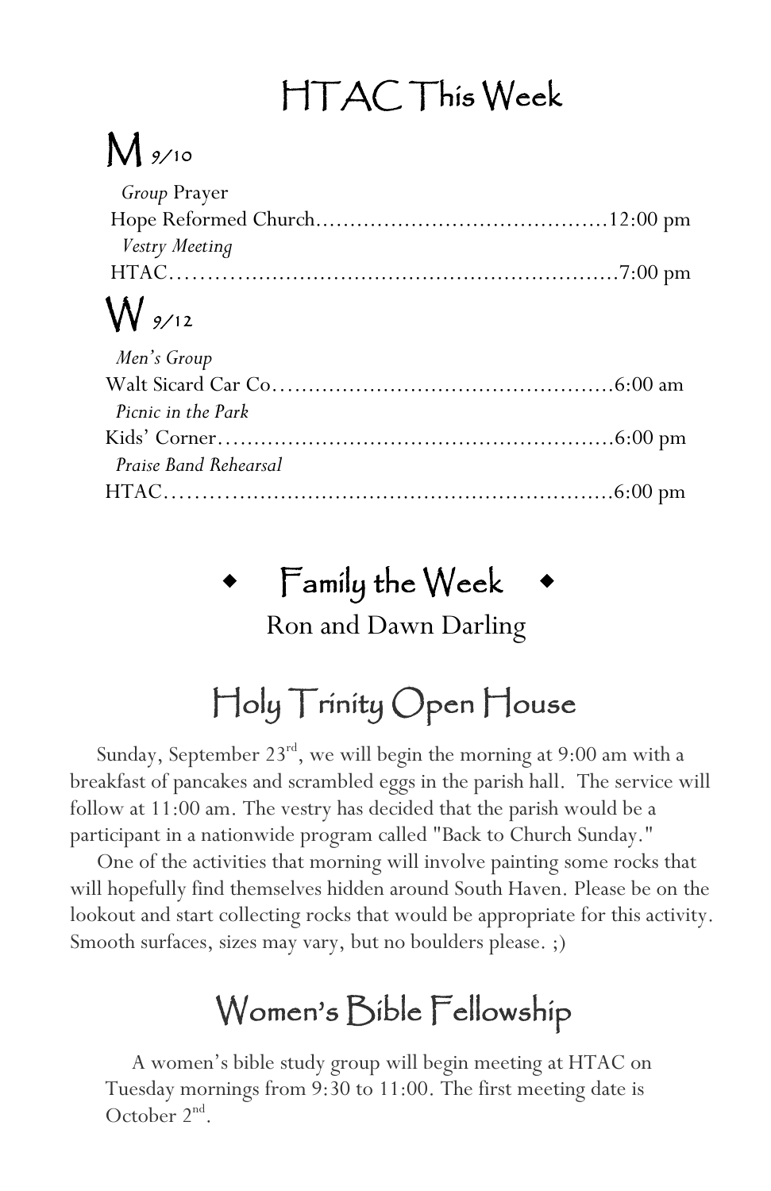# HTAC This Week

## M 9/10

*Group* Prayer
Hope Reformed Church……………………………………12:00 pm

*Vestry Meeting*
HTAC…………………………………………………………7:00 pm

## W 9/12

*Men's Group*
Walt Sicard Car Co…………………………………………6:00 am

*Picnic in the Park*
Kids' Corner…………………………………………………6:00 pm

*Praise Band Rehearsal*
HTAC…………………………………………………………6:00 pm

## ◆ Family the Week ◆

Ron and Dawn Darling

# Holy Trinity Open House

Sunday, September 23rd, we will begin the morning at 9:00 am with a breakfast of pancakes and scrambled eggs in the parish hall. The service will follow at 11:00 am. The vestry has decided that the parish would be a participant in a nationwide program called "Back to Church Sunday."

One of the activities that morning will involve painting some rocks that will hopefully find themselves hidden around South Haven. Please be on the lookout and start collecting rocks that would be appropriate for this activity. Smooth surfaces, sizes may vary, but no boulders please. ;)

# Women's Bible Fellowship

A women's bible study group will begin meeting at HTAC on Tuesday mornings from 9:30 to 11:00. The first meeting date is October 2nd.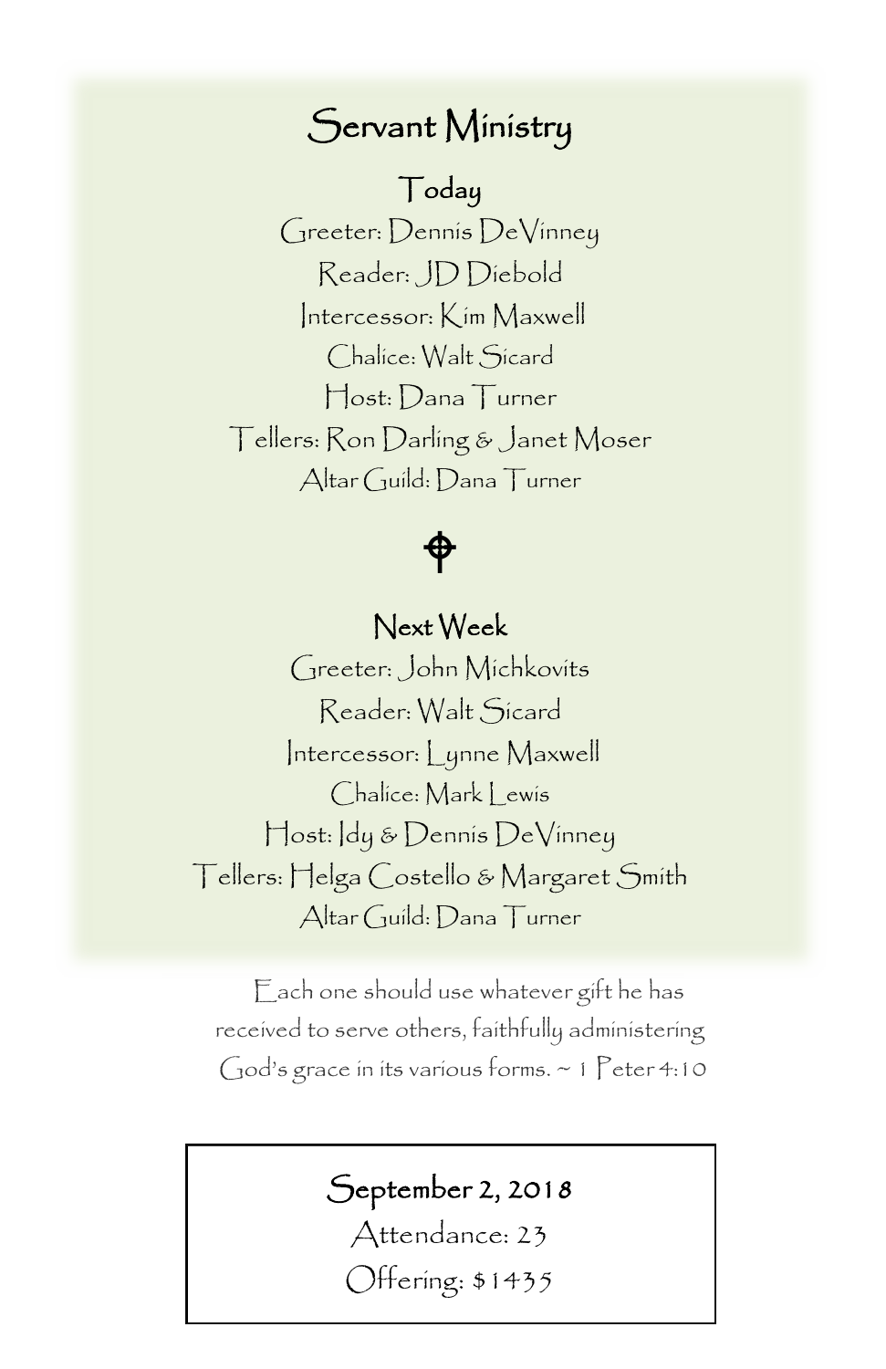# Servant Ministry

## Today

Greeter: Dennis DeVinney

Reader: JD Diebold

Intercessor: Kim Maxwell

Chalice: Walt Sicard

Host: Dana Turner

Tellers: Ron Darling & Janet Moser

Altar Guild: Dana Turner

## Next Week

Greeter: John Michkovits

Reader: Walt Sicard

Intercessor: Lynne Maxwell

Chalice: Mark Lewis

Host: Idy & Dennis DeVinney

Tellers: Helga Costello & Margaret Smith

Altar Guild: Dana Turner

Each one should use whatever gift he has received to serve others, faithfully administering God's grace in its various forms. ~ 1 Peter 4:10

**September 2, 2018**

Attendance: 23

Offering: $1435